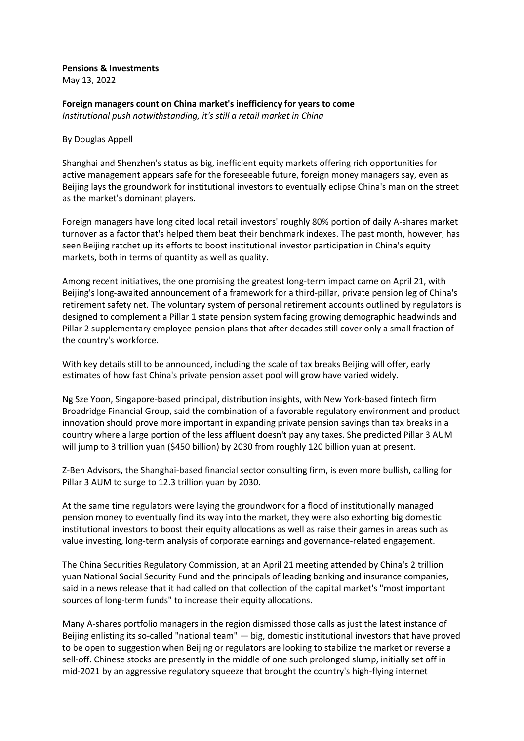**Pensions & Investments**
May 13, 2022

**Foreign managers count on China market's inefficiency for years to come**
*Institutional push notwithstanding, it's still a retail market in China*

By Douglas Appell

Shanghai and Shenzhen's status as big, inefficient equity markets offering rich opportunities for active management appears safe for the foreseeable future, foreign money managers say, even as Beijing lays the groundwork for institutional investors to eventually eclipse China's man on the street as the market's dominant players.

Foreign managers have long cited local retail investors' roughly 80% portion of daily A-shares market turnover as a factor that's helped them beat their benchmark indexes. The past month, however, has seen Beijing ratchet up its efforts to boost institutional investor participation in China's equity markets, both in terms of quantity as well as quality.

Among recent initiatives, the one promising the greatest long-term impact came on April 21, with Beijing's long-awaited announcement of a framework for a third-pillar, private pension leg of China's retirement safety net. The voluntary system of personal retirement accounts outlined by regulators is designed to complement a Pillar 1 state pension system facing growing demographic headwinds and Pillar 2 supplementary employee pension plans that after decades still cover only a small fraction of the country's workforce.

With key details still to be announced, including the scale of tax breaks Beijing will offer, early estimates of how fast China's private pension asset pool will grow have varied widely.

Ng Sze Yoon, Singapore-based principal, distribution insights, with New York-based fintech firm Broadridge Financial Group, said the combination of a favorable regulatory environment and product innovation should prove more important in expanding private pension savings than tax breaks in a country where a large portion of the less affluent doesn't pay any taxes. She predicted Pillar 3 AUM will jump to 3 trillion yuan ($450 billion) by 2030 from roughly 120 billion yuan at present.

Z-Ben Advisors, the Shanghai-based financial sector consulting firm, is even more bullish, calling for Pillar 3 AUM to surge to 12.3 trillion yuan by 2030.

At the same time regulators were laying the groundwork for a flood of institutionally managed pension money to eventually find its way into the market, they were also exhorting big domestic institutional investors to boost their equity allocations as well as raise their games in areas such as value investing, long-term analysis of corporate earnings and governance-related engagement.

The China Securities Regulatory Commission, at an April 21 meeting attended by China's 2 trillion yuan National Social Security Fund and the principals of leading banking and insurance companies, said in a news release that it had called on that collection of the capital market's "most important sources of long-term funds" to increase their equity allocations.

Many A-shares portfolio managers in the region dismissed those calls as just the latest instance of Beijing enlisting its so-called "national team" — big, domestic institutional investors that have proved to be open to suggestion when Beijing or regulators are looking to stabilize the market or reverse a sell-off. Chinese stocks are presently in the middle of one such prolonged slump, initially set off in mid-2021 by an aggressive regulatory squeeze that brought the country's high-flying internet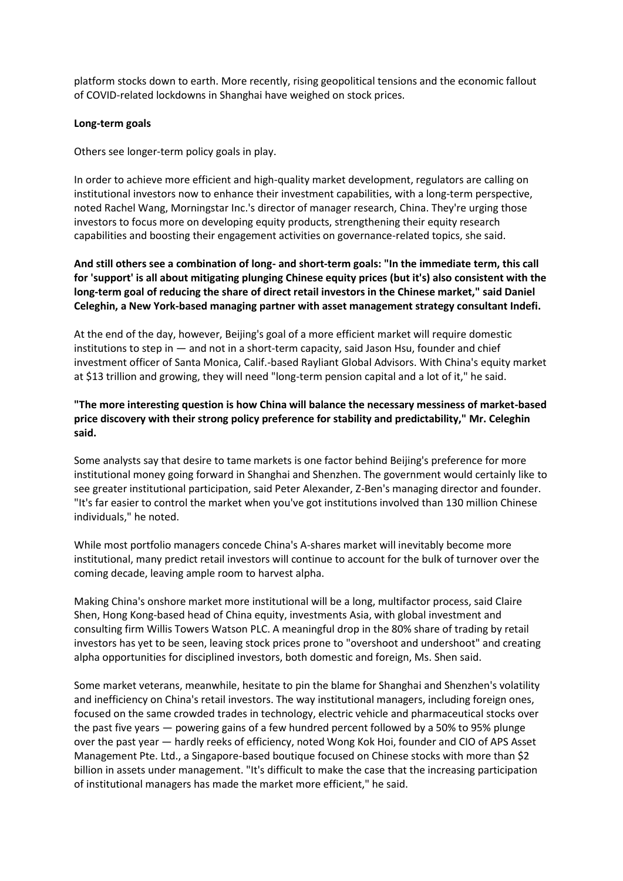platform stocks down to earth. More recently, rising geopolitical tensions and the economic fallout of COVID-related lockdowns in Shanghai have weighed on stock prices.

**Long-term goals**

Others see longer-term policy goals in play.

In order to achieve more efficient and high-quality market development, regulators are calling on institutional investors now to enhance their investment capabilities, with a long-term perspective, noted Rachel Wang, Morningstar Inc.'s director of manager research, China. They're urging those investors to focus more on developing equity products, strengthening their equity research capabilities and boosting their engagement activities on governance-related topics, she said.

**And still others see a combination of long- and short-term goals: "In the immediate term, this call for 'support' is all about mitigating plunging Chinese equity prices (but it's) also consistent with the long-term goal of reducing the share of direct retail investors in the Chinese market," said Daniel Celeghin, a New York-based managing partner with asset management strategy consultant Indefi.**

At the end of the day, however, Beijing's goal of a more efficient market will require domestic institutions to step in — and not in a short-term capacity, said Jason Hsu, founder and chief investment officer of Santa Monica, Calif.-based Rayliant Global Advisors. With China's equity market at $13 trillion and growing, they will need "long-term pension capital and a lot of it," he said.

**"The more interesting question is how China will balance the necessary messiness of market-based price discovery with their strong policy preference for stability and predictability," Mr. Celeghin said.**

Some analysts say that desire to tame markets is one factor behind Beijing's preference for more institutional money going forward in Shanghai and Shenzhen. The government would certainly like to see greater institutional participation, said Peter Alexander, Z-Ben's managing director and founder. "It's far easier to control the market when you've got institutions involved than 130 million Chinese individuals," he noted.

While most portfolio managers concede China's A-shares market will inevitably become more institutional, many predict retail investors will continue to account for the bulk of turnover over the coming decade, leaving ample room to harvest alpha.

Making China's onshore market more institutional will be a long, multifactor process, said Claire Shen, Hong Kong-based head of China equity, investments Asia, with global investment and consulting firm Willis Towers Watson PLC. A meaningful drop in the 80% share of trading by retail investors has yet to be seen, leaving stock prices prone to "overshoot and undershoot" and creating alpha opportunities for disciplined investors, both domestic and foreign, Ms. Shen said.

Some market veterans, meanwhile, hesitate to pin the blame for Shanghai and Shenzhen's volatility and inefficiency on China's retail investors. The way institutional managers, including foreign ones, focused on the same crowded trades in technology, electric vehicle and pharmaceutical stocks over the past five years — powering gains of a few hundred percent followed by a 50% to 95% plunge over the past year — hardly reeks of efficiency, noted Wong Kok Hoi, founder and CIO of APS Asset Management Pte. Ltd., a Singapore-based boutique focused on Chinese stocks with more than $2 billion in assets under management. "It's difficult to make the case that the increasing participation of institutional managers has made the market more efficient," he said.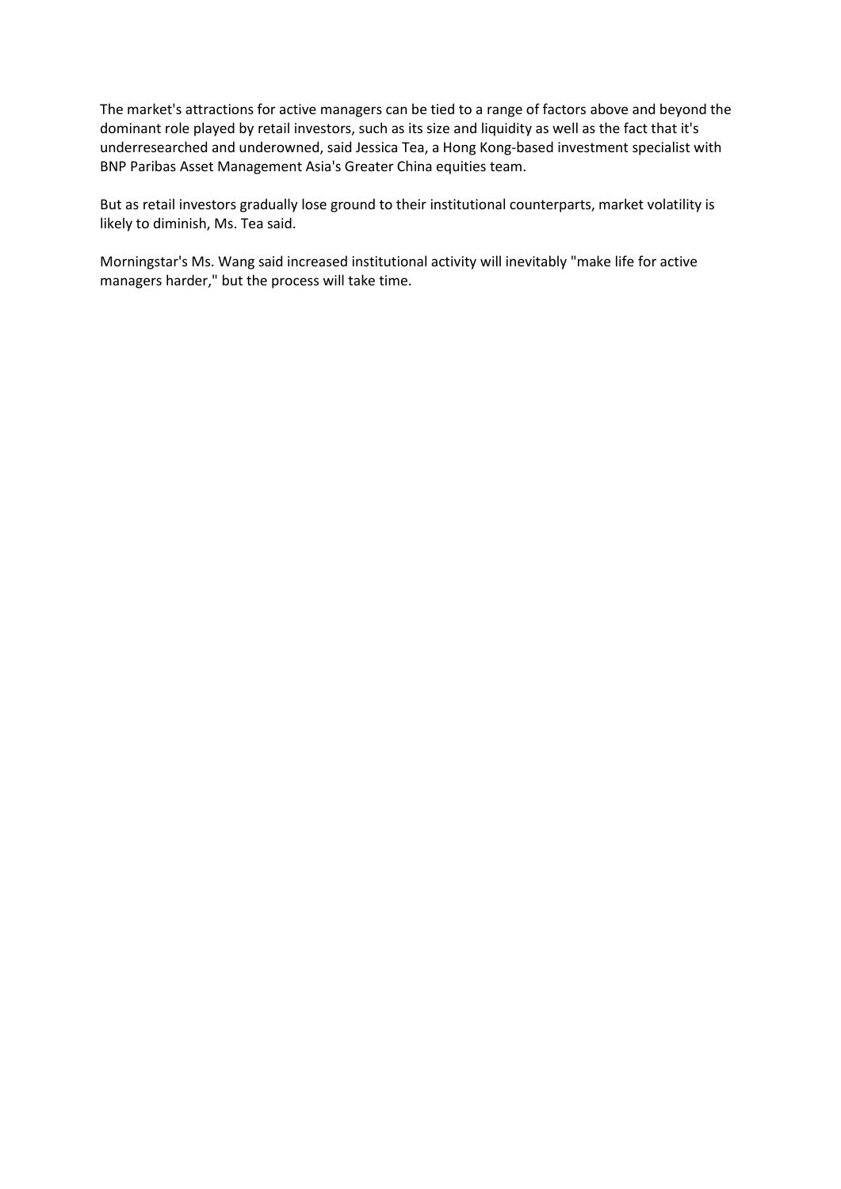The market's attractions for active managers can be tied to a range of factors above and beyond the dominant role played by retail investors, such as its size and liquidity as well as the fact that it's underresearched and underowned, said Jessica Tea, a Hong Kong-based investment specialist with BNP Paribas Asset Management Asia's Greater China equities team.

But as retail investors gradually lose ground to their institutional counterparts, market volatility is likely to diminish, Ms. Tea said.

Morningstar's Ms. Wang said increased institutional activity will inevitably "make life for active managers harder," but the process will take time.